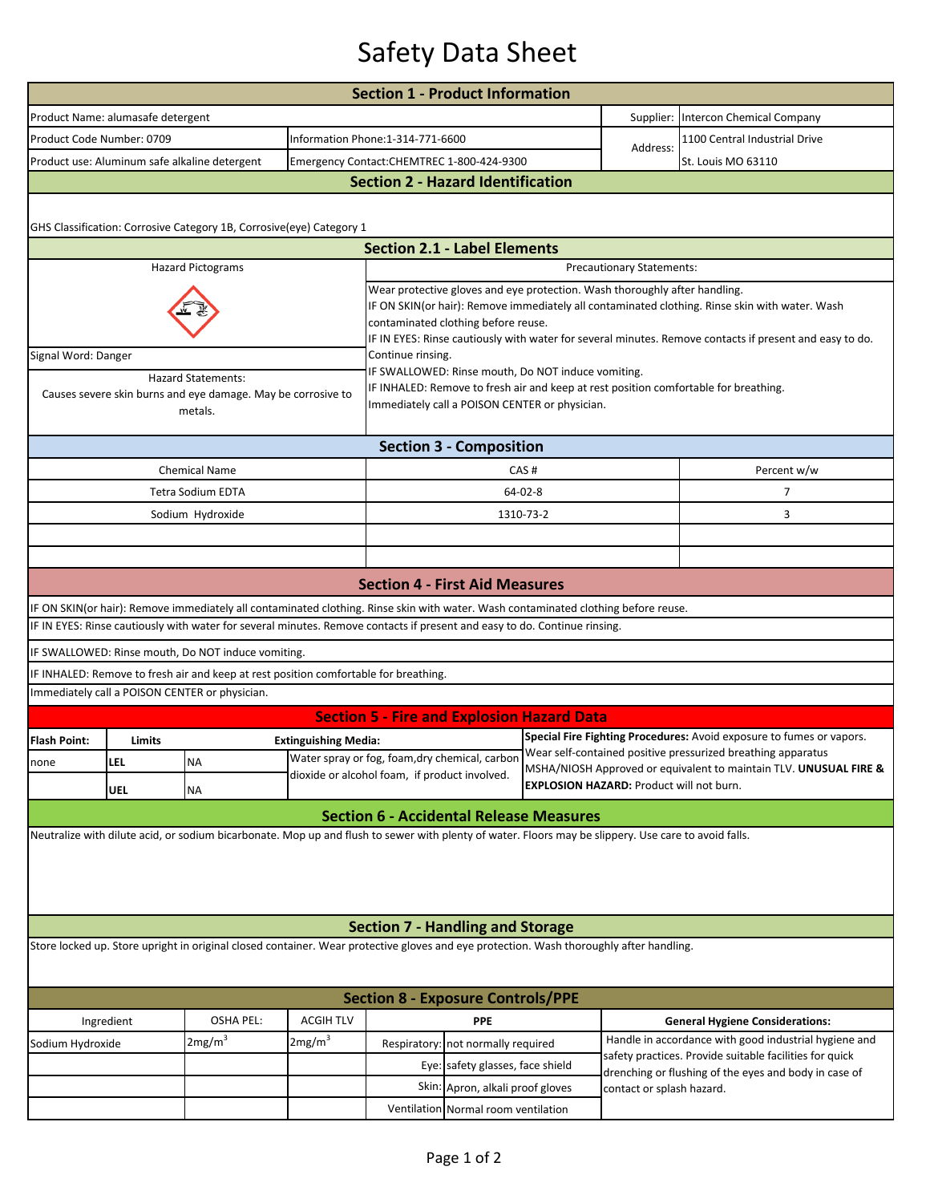# Safety Data Sheet

## Section 1 - Product Information

| | | | |
|---|---|---|---|
| Product Name: alumasafe detergent | | Supplier: | Intercon Chemical Company |
| Product Code Number: 0709 | Information Phone:1-314-771-6600 | Address: | 1100 Central Industrial Drive |
| Product use: Aluminum safe alkaline detergent | Emergency Contact:CHEMTREC 1-800-424-9300 | | St. Louis MO 63110 |

## Section 2 - Hazard Identification

GHS Classification: Corrosive Category 1B, Corrosive(eye) Category 1

### Section 2.1 - Label Elements

**Hazard Pictograms**

Signal Word: Danger

**Hazard Statements:**

Causes severe skin burns and eye damage. May be corrosive to metals.

**Precautionary Statements:**

Wear protective gloves and eye protection. Wash thoroughly after handling.
IF ON SKIN(or hair): Remove immediately all contaminated clothing. Rinse skin with water. Wash contaminated clothing before reuse.
IF IN EYES: Rinse cautiously with water for several minutes. Remove contacts if present and easy to do. Continue rinsing.
IF SWALLOWED: Rinse mouth, Do NOT induce vomiting.
IF INHALED: Remove to fresh air and keep at rest position comfortable for breathing.
Immediately call a POISON CENTER or physician.

## Section 3 - Composition

| Chemical Name | CAS # | Percent w/w |
|---|---|---|
| Tetra Sodium EDTA | 64-02-8 | 7 |
| Sodium Hydroxide | 1310-73-2 | 3 |

## Section 4 - First Aid Measures

IF ON SKIN(or hair): Remove immediately all contaminated clothing. Rinse skin with water. Wash contaminated clothing before reuse.

IF IN EYES: Rinse cautiously with water for several minutes. Remove contacts if present and easy to do. Continue rinsing.

IF SWALLOWED: Rinse mouth, Do NOT induce vomiting.

IF INHALED: Remove to fresh air and keep at rest position comfortable for breathing.

Immediately call a POISON CENTER or physician.

## Section 5 - Fire and Explosion Hazard Data

| Flash Point: | Limits | | Extinguishing Media: |
|---|---|---|---|
| none | LEL | NA | Water spray or fog, foam,dry chemical, carbon dioxide or alcohol foam, if product involved. |
| | UEL | NA | |

**Special Fire Fighting Procedures:** Avoid exposure to fumes or vapors. Wear self-contained positive pressurized breathing apparatus MSHA/NIOSH Approved or equivalent to maintain TLV. **UNUSUAL FIRE & EXPLOSION HAZARD:** Product will not burn.

## Section 6 - Accidental Release Measures

Neutralize with dilute acid, or sodium bicarbonate. Mop up and flush to sewer with plenty of water. Floors may be slippery. Use care to avoid falls.

## Section 7 - Handling and Storage

Store locked up. Store upright in original closed container. Wear protective gloves and eye protection. Wash thoroughly after handling.

## Section 8 - Exposure Controls/PPE

| Ingredient | OSHA PEL: | ACGIH TLV | PPE | |
|---|---|---|---|---|
| Sodium Hydroxide | 2mg/m$^3$ | 2mg/m$^3$ | Respiratory: | not normally required |
| | | | Eye: | safety glasses, face shield |
| | | | Skin: | Apron, alkali proof gloves |
| | | | Ventilation | Normal room ventilation |

**General Hygiene Considerations:**

Handle in accordance with good industrial hygiene and safety practices. Provide suitable facilities for quick drenching or flushing of the eyes and body in case of contact or splash hazard.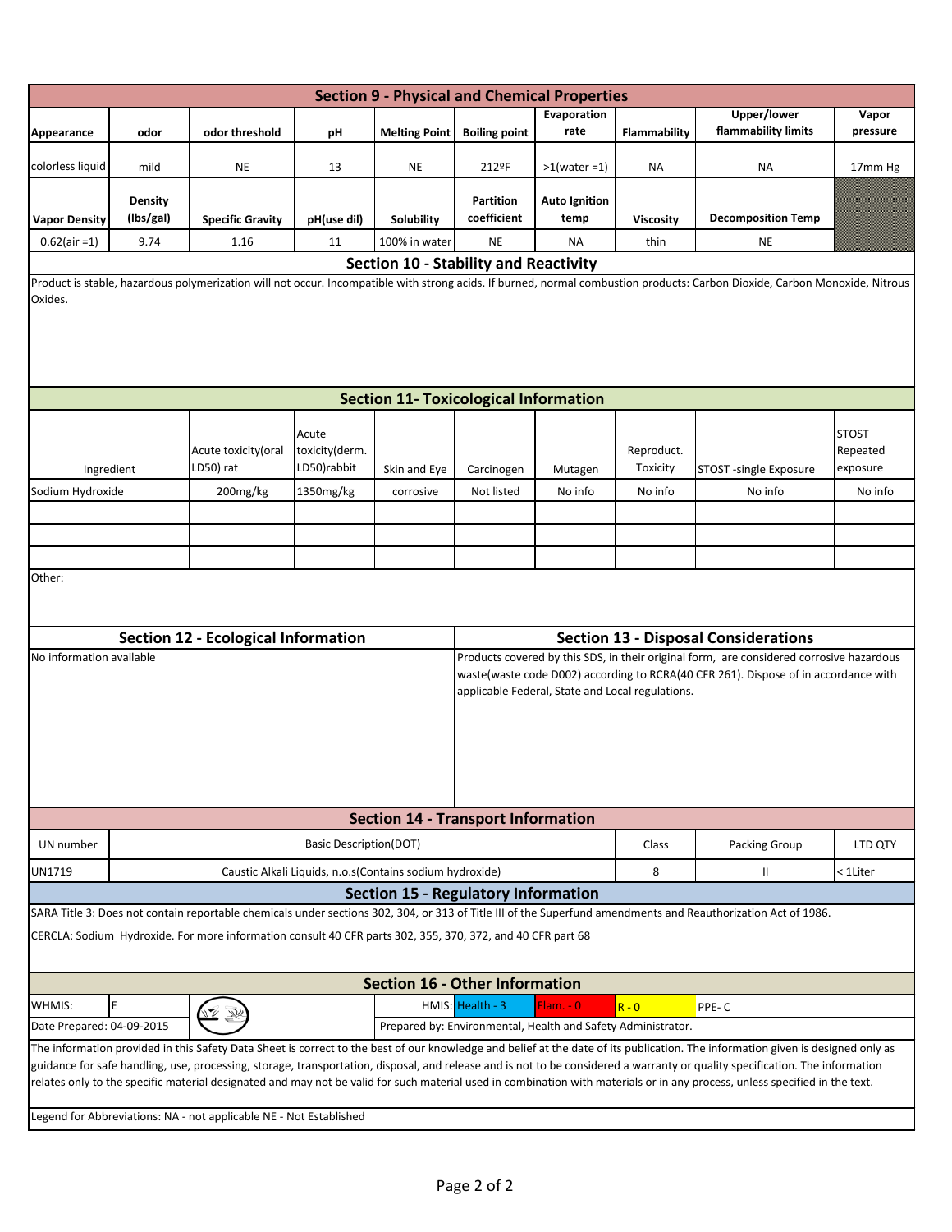## Section 9 - Physical and Chemical Properties

| Appearance | odor | odor threshold | pH | Melting Point | Boiling point | Evaporation rate | Flammability | Upper/lower flammability limits | Vapor pressure |
|---|---|---|---|---|---|---|---|---|---|
| colorless liquid | mild | NE | 13 | NE | 212ºF | >1(water =1) | NA | NA | 17mm Hg |
| **Vapor Density** | **Density (lbs/gal)** | **Specific Gravity** | **pH(use dil)** | **Solubility** | **Partition coefficient** | **Auto Ignition temp** | **Viscosity** | **Decomposition Temp** | |
| 0.62(air =1) | 9.74 | 1.16 | 11 | 100% in water | NE | NA | thin | NE | |

## Section 10 - Stability and Reactivity

Product is stable, hazardous polymerization will not occur. Incompatible with strong acids. If burned, normal combustion products: Carbon Dioxide, Carbon Monoxide, Nitrous Oxides.

## Section 11- Toxicological Information

| Ingredient | Acute toxicity(oral LD50) rat | Acute toxicity(derm. LD50)rabbit | Skin and Eye | Carcinogen | Mutagen | Reproduct. Toxicity | STOST -single Exposure | STOST Repeated exposure |
|---|---|---|---|---|---|---|---|---|
| Sodium Hydroxide | 200mg/kg | 1350mg/kg | corrosive | Not listed | No info | No info | No info | No info |
| | | | | | | | | |
| | | | | | | | | |
| | | | | | | | | |

Other:

## Section 12 - Ecological Information

No information available

## Section 13 - Disposal Considerations

Products covered by this SDS, in their original form, are considered corrosive hazardous waste(waste code D002) according to RCRA(40 CFR 261). Dispose of in accordance with applicable Federal, State and Local regulations.

## Section 14 - Transport Information

| UN number | Basic Description(DOT) | Class | Packing Group | LTD QTY |
|---|---|---|---|---|
| UN1719 | Caustic Alkali Liquids, n.o.s(Contains sodium hydroxide) | 8 | II | < 1Liter |

## Section 15 - Regulatory Information

SARA Title 3: Does not contain reportable chemicals under sections 302, 304, or 313 of Title III of the Superfund amendments and Reauthorization Act of 1986.

CERCLA: Sodium Hydroxide. For more information consult 40 CFR parts 302, 355, 370, 372, and 40 CFR part 68

## Section 16 - Other Information

| | | |
|---|---|---|
| WHMIS: | E | HMIS: Health - 3 / Flam. - 0 / R - 0 / PPE- C |
| Date Prepared: 04-09-2015 | | Prepared by: Environmental, Health and Safety Administrator. |

The information provided in this Safety Data Sheet is correct to the best of our knowledge and belief at the date of its publication. The information given is designed only as guidance for safe handling, use, processing, storage, transportation, disposal, and release and is not to be considered a warranty or quality specification. The information relates only to the specific material designated and may not be valid for such material used in combination with materials or in any process, unless specified in the text.

Legend for Abbreviations: NA - not applicable NE - Not Established